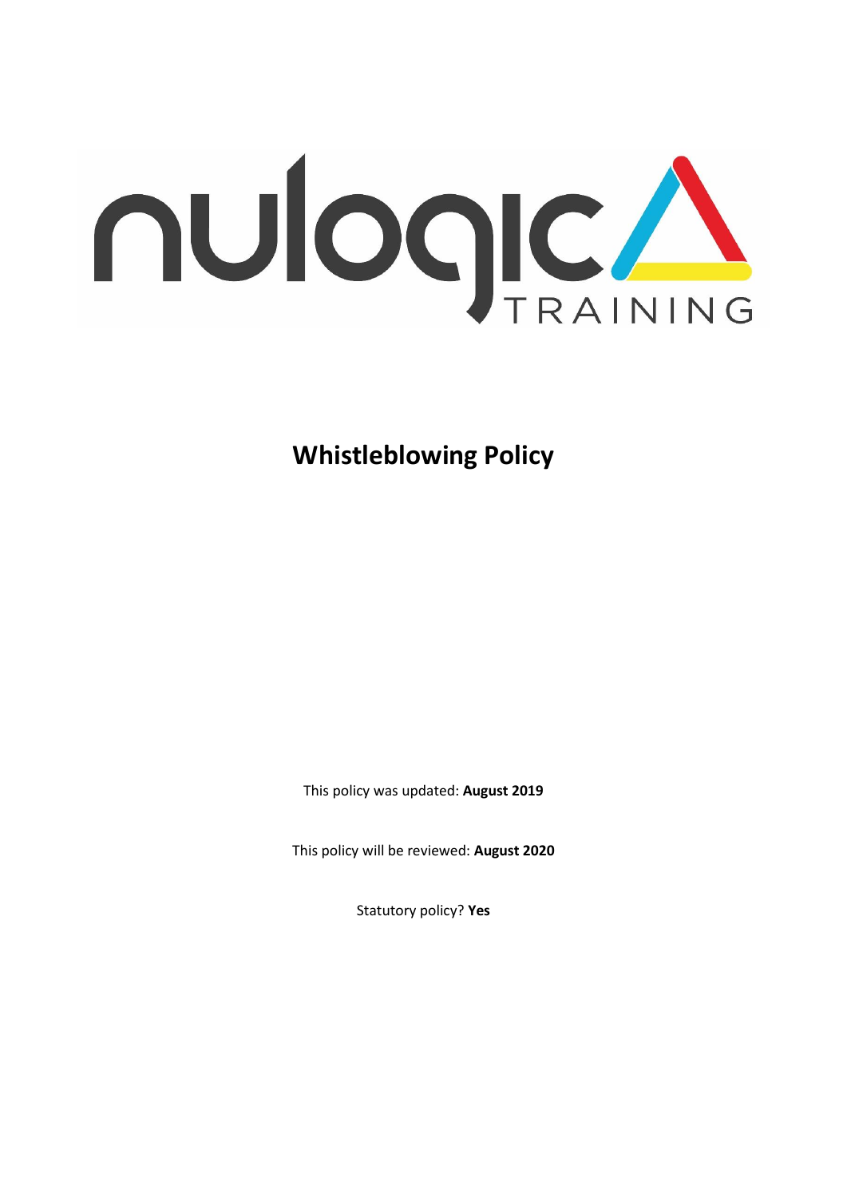nulogic TRAINING

# Whistleblowing Policy

This policy was updated: **August 2019**

This policy will be reviewed: **August 2020**

Statutory policy? **Yes**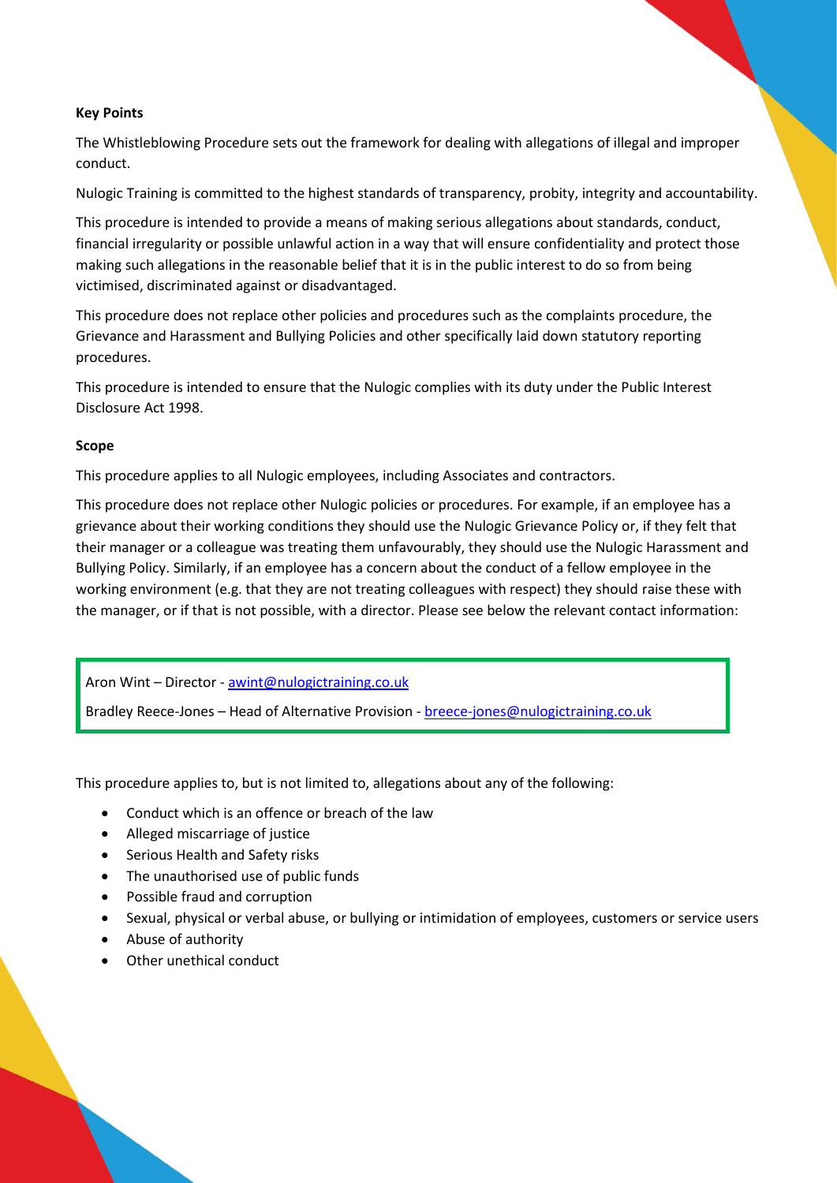**Key Points**

The Whistleblowing Procedure sets out the framework for dealing with allegations of illegal and improper conduct.

Nulogic Training is committed to the highest standards of transparency, probity, integrity and accountability.

This procedure is intended to provide a means of making serious allegations about standards, conduct, financial irregularity or possible unlawful action in a way that will ensure confidentiality and protect those making such allegations in the reasonable belief that it is in the public interest to do so from being victimised, discriminated against or disadvantaged.

This procedure does not replace other policies and procedures such as the complaints procedure, the Grievance and Harassment and Bullying Policies and other specifically laid down statutory reporting procedures.

This procedure is intended to ensure that the Nulogic complies with its duty under the Public Interest Disclosure Act 1998.

**Scope**

This procedure applies to all Nulogic employees, including Associates and contractors.

This procedure does not replace other Nulogic policies or procedures. For example, if an employee has a grievance about their working conditions they should use the Nulogic Grievance Policy or, if they felt that their manager or a colleague was treating them unfavourably, they should use the Nulogic Harassment and Bullying Policy. Similarly, if an employee has a concern about the conduct of a fellow employee in the working environment (e.g. that they are not treating colleagues with respect) they should raise these with the manager, or if that is not possible, with a director. Please see below the relevant contact information:

Aron Wint – Director - awint@nulogictraining.co.uk

Bradley Reece-Jones – Head of Alternative Provision - breece-jones@nulogictraining.co.uk

This procedure applies to, but is not limited to, allegations about any of the following:

- Conduct which is an offence or breach of the law
- Alleged miscarriage of justice
- Serious Health and Safety risks
- The unauthorised use of public funds
- Possible fraud and corruption
- Sexual, physical or verbal abuse, or bullying or intimidation of employees, customers or service users
- Abuse of authority
- Other unethical conduct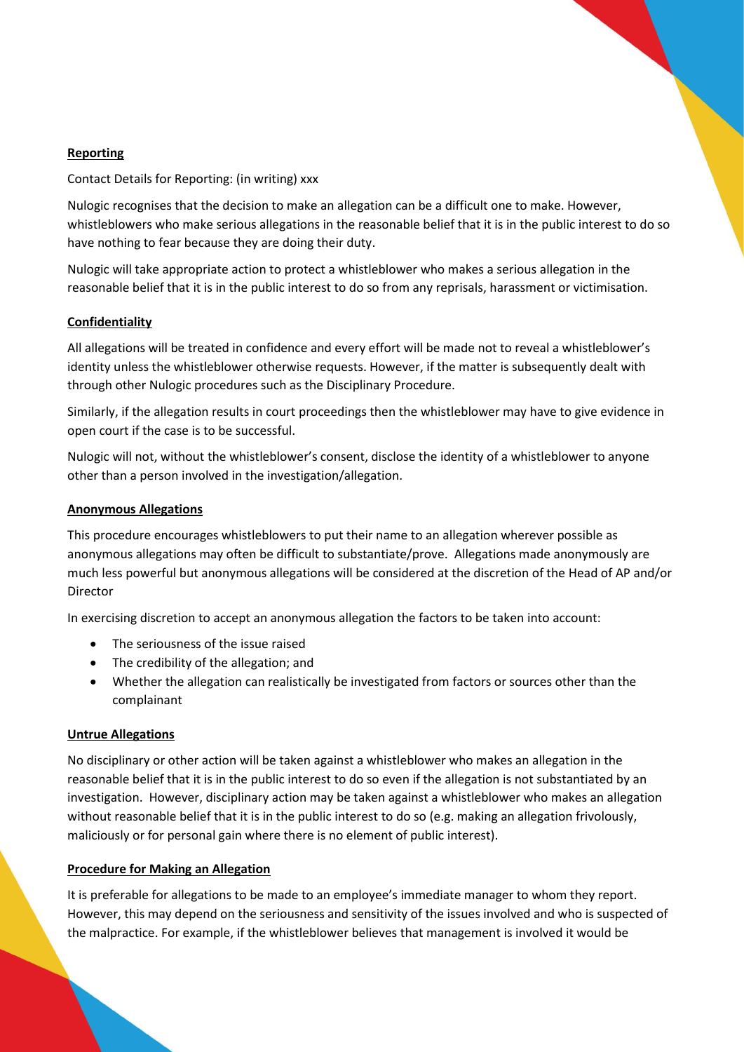**Reporting**

Contact Details for Reporting: (in writing) xxx

Nulogic recognises that the decision to make an allegation can be a difficult one to make. However, whistleblowers who make serious allegations in the reasonable belief that it is in the public interest to do so have nothing to fear because they are doing their duty.

Nulogic will take appropriate action to protect a whistleblower who makes a serious allegation in the reasonable belief that it is in the public interest to do so from any reprisals, harassment or victimisation.

**Confidentiality**

All allegations will be treated in confidence and every effort will be made not to reveal a whistleblower's identity unless the whistleblower otherwise requests. However, if the matter is subsequently dealt with through other Nulogic procedures such as the Disciplinary Procedure.

Similarly, if the allegation results in court proceedings then the whistleblower may have to give evidence in open court if the case is to be successful.

Nulogic will not, without the whistleblower's consent, disclose the identity of a whistleblower to anyone other than a person involved in the investigation/allegation.

**Anonymous Allegations**

This procedure encourages whistleblowers to put their name to an allegation wherever possible as anonymous allegations may often be difficult to substantiate/prove. Allegations made anonymously are much less powerful but anonymous allegations will be considered at the discretion of the Head of AP and/or Director

In exercising discretion to accept an anonymous allegation the factors to be taken into account:

- The seriousness of the issue raised
- The credibility of the allegation; and
- Whether the allegation can realistically be investigated from factors or sources other than the complainant

**Untrue Allegations**

No disciplinary or other action will be taken against a whistleblower who makes an allegation in the reasonable belief that it is in the public interest to do so even if the allegation is not substantiated by an investigation. However, disciplinary action may be taken against a whistleblower who makes an allegation without reasonable belief that it is in the public interest to do so (e.g. making an allegation frivolously, maliciously or for personal gain where there is no element of public interest).

**Procedure for Making an Allegation**

It is preferable for allegations to be made to an employee's immediate manager to whom they report. However, this may depend on the seriousness and sensitivity of the issues involved and who is suspected of the malpractice. For example, if the whistleblower believes that management is involved it would be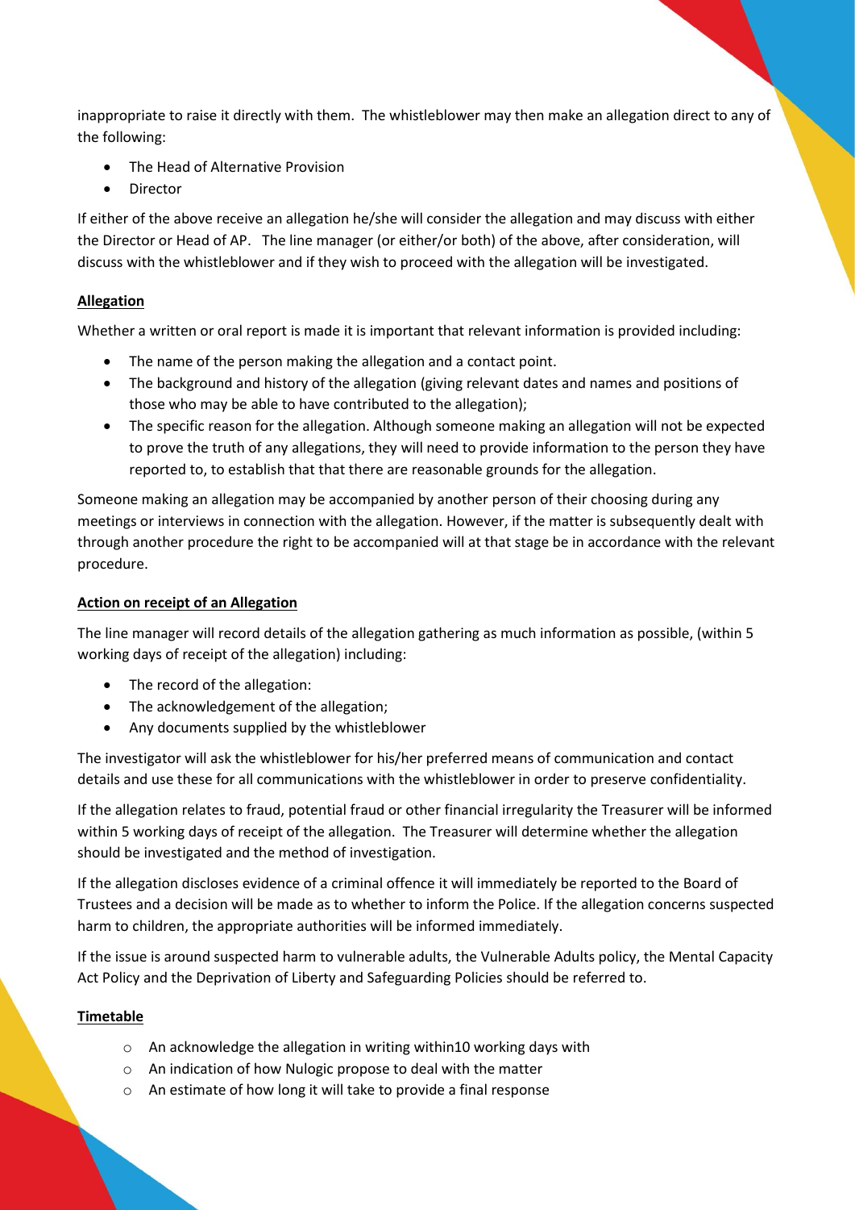inappropriate to raise it directly with them. The whistleblower may then make an allegation direct to any of the following:

- The Head of Alternative Provision
- Director

If either of the above receive an allegation he/she will consider the allegation and may discuss with either the Director or Head of AP. The line manager (or either/or both) of the above, after consideration, will discuss with the whistleblower and if they wish to proceed with the allegation will be investigated.

**Allegation**

Whether a written or oral report is made it is important that relevant information is provided including:

- The name of the person making the allegation and a contact point.
- The background and history of the allegation (giving relevant dates and names and positions of those who may be able to have contributed to the allegation);
- The specific reason for the allegation. Although someone making an allegation will not be expected to prove the truth of any allegations, they will need to provide information to the person they have reported to, to establish that that there are reasonable grounds for the allegation.

Someone making an allegation may be accompanied by another person of their choosing during any meetings or interviews in connection with the allegation. However, if the matter is subsequently dealt with through another procedure the right to be accompanied will at that stage be in accordance with the relevant procedure.

**Action on receipt of an Allegation**

The line manager will record details of the allegation gathering as much information as possible, (within 5 working days of receipt of the allegation) including:

- The record of the allegation:
- The acknowledgement of the allegation;
- Any documents supplied by the whistleblower

The investigator will ask the whistleblower for his/her preferred means of communication and contact details and use these for all communications with the whistleblower in order to preserve confidentiality.

If the allegation relates to fraud, potential fraud or other financial irregularity the Treasurer will be informed within 5 working days of receipt of the allegation. The Treasurer will determine whether the allegation should be investigated and the method of investigation.

If the allegation discloses evidence of a criminal offence it will immediately be reported to the Board of Trustees and a decision will be made as to whether to inform the Police. If the allegation concerns suspected harm to children, the appropriate authorities will be informed immediately.

If the issue is around suspected harm to vulnerable adults, the Vulnerable Adults policy, the Mental Capacity Act Policy and the Deprivation of Liberty and Safeguarding Policies should be referred to.

**Timetable**

- An acknowledge the allegation in writing within10 working days with
- An indication of how Nulogic propose to deal with the matter
- An estimate of how long it will take to provide a final response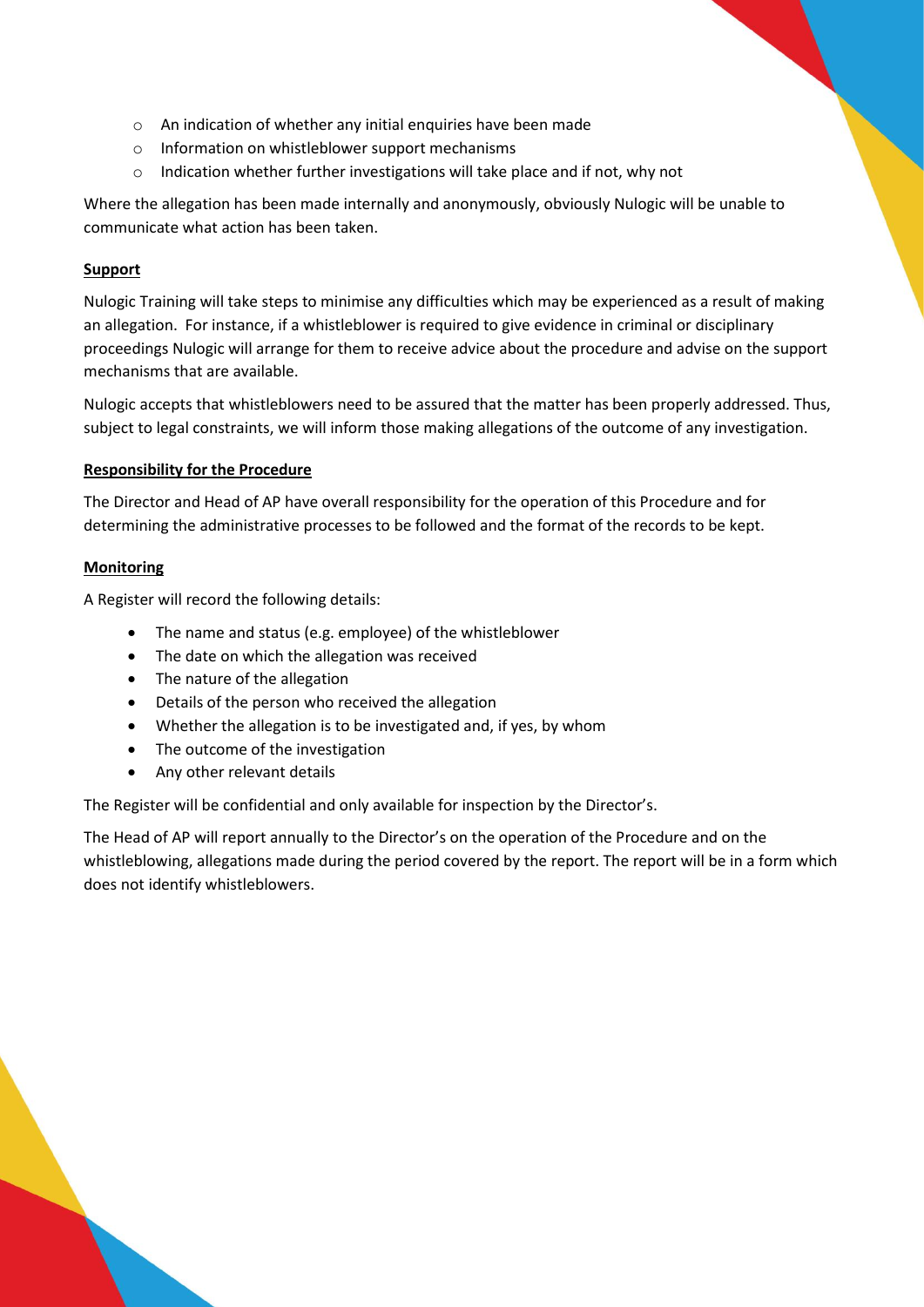- An indication of whether any initial enquiries have been made
- Information on whistleblower support mechanisms
- Indication whether further investigations will take place and if not, why not

Where the allegation has been made internally and anonymously, obviously Nulogic will be unable to communicate what action has been taken.

**Support**

Nulogic Training will take steps to minimise any difficulties which may be experienced as a result of making an allegation. For instance, if a whistleblower is required to give evidence in criminal or disciplinary proceedings Nulogic will arrange for them to receive advice about the procedure and advise on the support mechanisms that are available.

Nulogic accepts that whistleblowers need to be assured that the matter has been properly addressed. Thus, subject to legal constraints, we will inform those making allegations of the outcome of any investigation.

**Responsibility for the Procedure**

The Director and Head of AP have overall responsibility for the operation of this Procedure and for determining the administrative processes to be followed and the format of the records to be kept.

**Monitoring**

A Register will record the following details:

- The name and status (e.g. employee) of the whistleblower
- The date on which the allegation was received
- The nature of the allegation
- Details of the person who received the allegation
- Whether the allegation is to be investigated and, if yes, by whom
- The outcome of the investigation
- Any other relevant details

The Register will be confidential and only available for inspection by the Director's.

The Head of AP will report annually to the Director's on the operation of the Procedure and on the whistleblowing, allegations made during the period covered by the report. The report will be in a form which does not identify whistleblowers.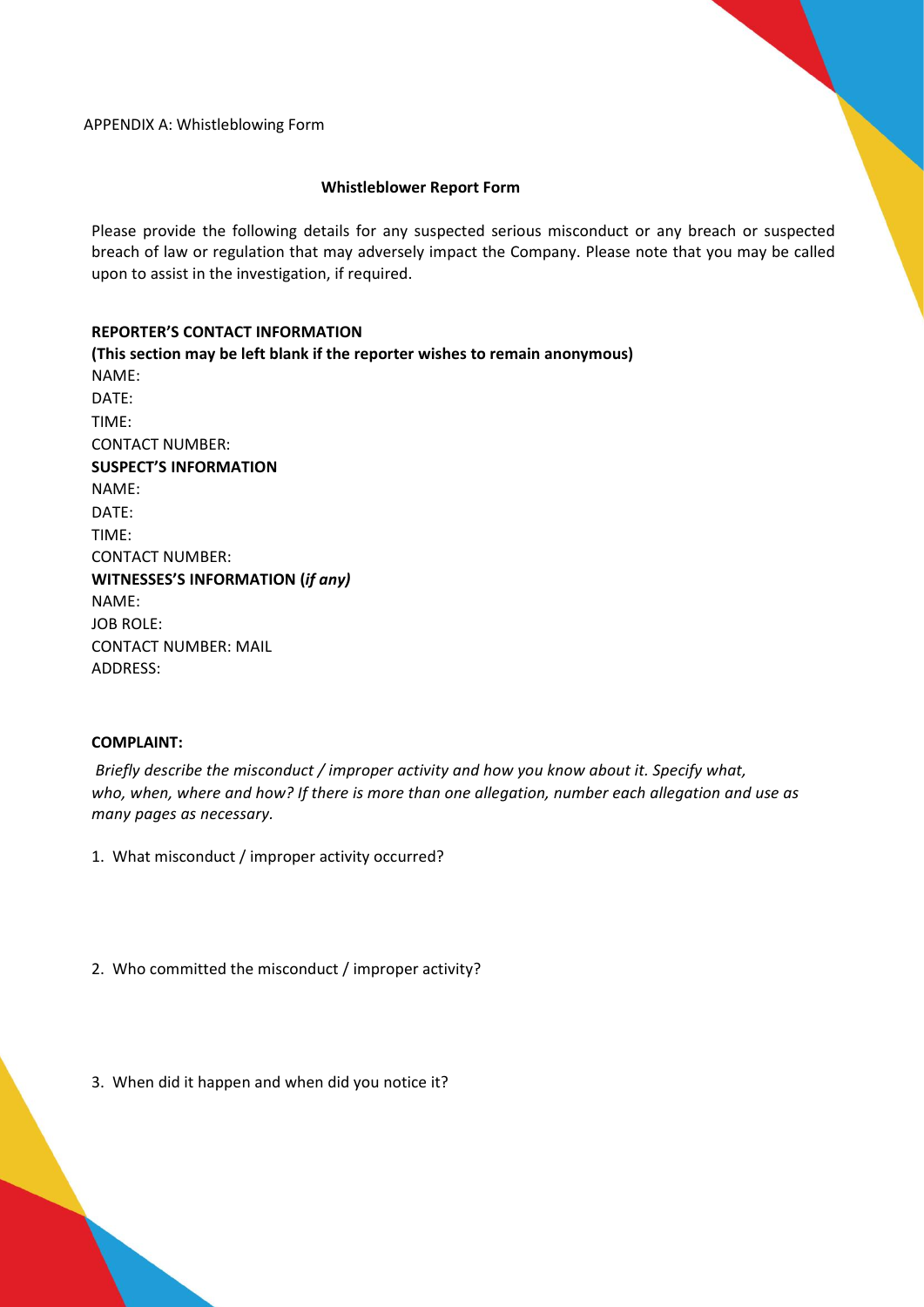APPENDIX A: Whistleblowing Form

**Whistleblower Report Form**

Please provide the following details for any suspected serious misconduct or any breach or suspected breach of law or regulation that may adversely impact the Company. Please note that you may be called upon to assist in the investigation, if required.

**REPORTER'S CONTACT INFORMATION**
**(This section may be left blank if the reporter wishes to remain anonymous)**
NAME:
DATE:
TIME:
CONTACT NUMBER:
**SUSPECT'S INFORMATION**
NAME:
DATE:
TIME:
CONTACT NUMBER:
**WITNESSES'S INFORMATION (*if any)***
NAME:
JOB ROLE:
CONTACT NUMBER: MAIL
ADDRESS:

**COMPLAINT:**

*Briefly describe the misconduct / improper activity and how you know about it. Specify what, who, when, where and how? If there is more than one allegation, number each allegation and use as many pages as necessary.*

1. What misconduct / improper activity occurred?

2. Who committed the misconduct / improper activity?

3. When did it happen and when did you notice it?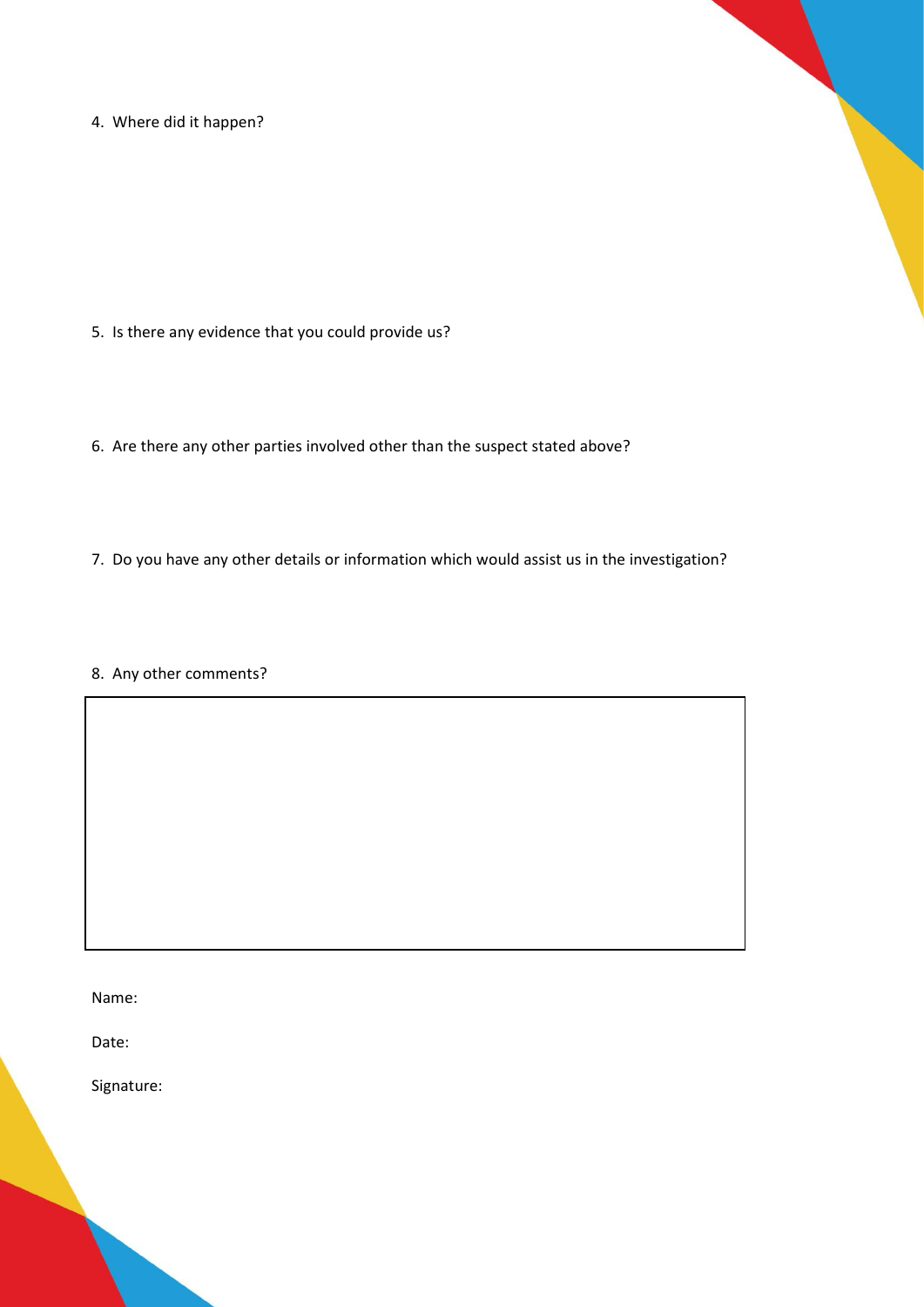4. Where did it happen?

5. Is there any evidence that you could provide us?

6. Are there any other parties involved other than the suspect stated above?

7. Do you have any other details or information which would assist us in the investigation?

8. Any other comments?

| |
|---|
| |

Name:

Date:

Signature: